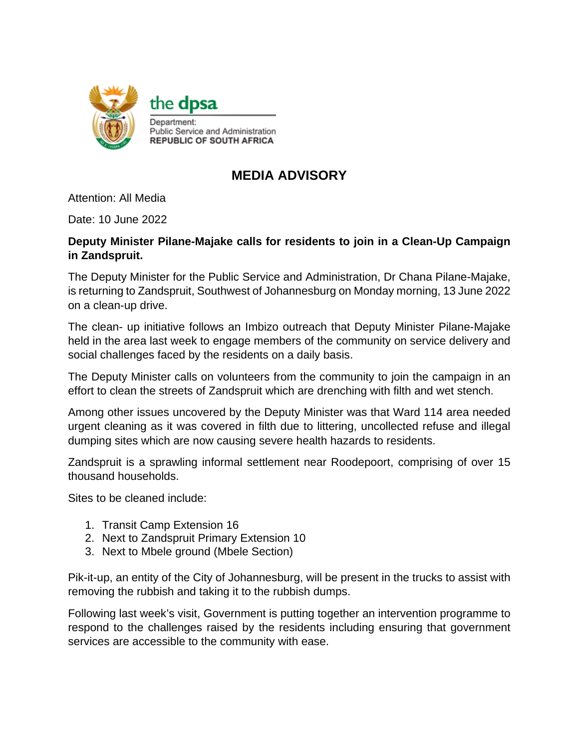the dpsa

Department:
Public Service and Administration
REPUBLIC OF SOUTH AFRICA

# MEDIA ADVISORY

Attention: All Media

Date: 10 June 2022

**Deputy Minister Pilane-Majake calls for residents to join in a Clean-Up Campaign in Zandspruit.**

The Deputy Minister for the Public Service and Administration, Dr Chana Pilane-Majake, is returning to Zandspruit, Southwest of Johannesburg on Monday morning, 13 June 2022 on a clean-up drive.

The clean- up initiative follows an Imbizo outreach that Deputy Minister Pilane-Majake held in the area last week to engage members of the community on service delivery and social challenges faced by the residents on a daily basis.

The Deputy Minister calls on volunteers from the community to join the campaign in an effort to clean the streets of Zandspruit which are drenching with filth and wet stench.

Among other issues uncovered by the Deputy Minister was that Ward 114 area needed urgent cleaning as it was covered in filth due to littering, uncollected refuse and illegal dumping sites which are now causing severe health hazards to residents.

Zandspruit is a sprawling informal settlement near Roodepoort, comprising of over 15 thousand households.

Sites to be cleaned include:

1. Transit Camp Extension 16
2. Next to Zandspruit Primary Extension 10
3. Next to Mbele ground (Mbele Section)

Pik-it-up, an entity of the City of Johannesburg, will be present in the trucks to assist with removing the rubbish and taking it to the rubbish dumps.

Following last week's visit, Government is putting together an intervention programme to respond to the challenges raised by the residents including ensuring that government services are accessible to the community with ease.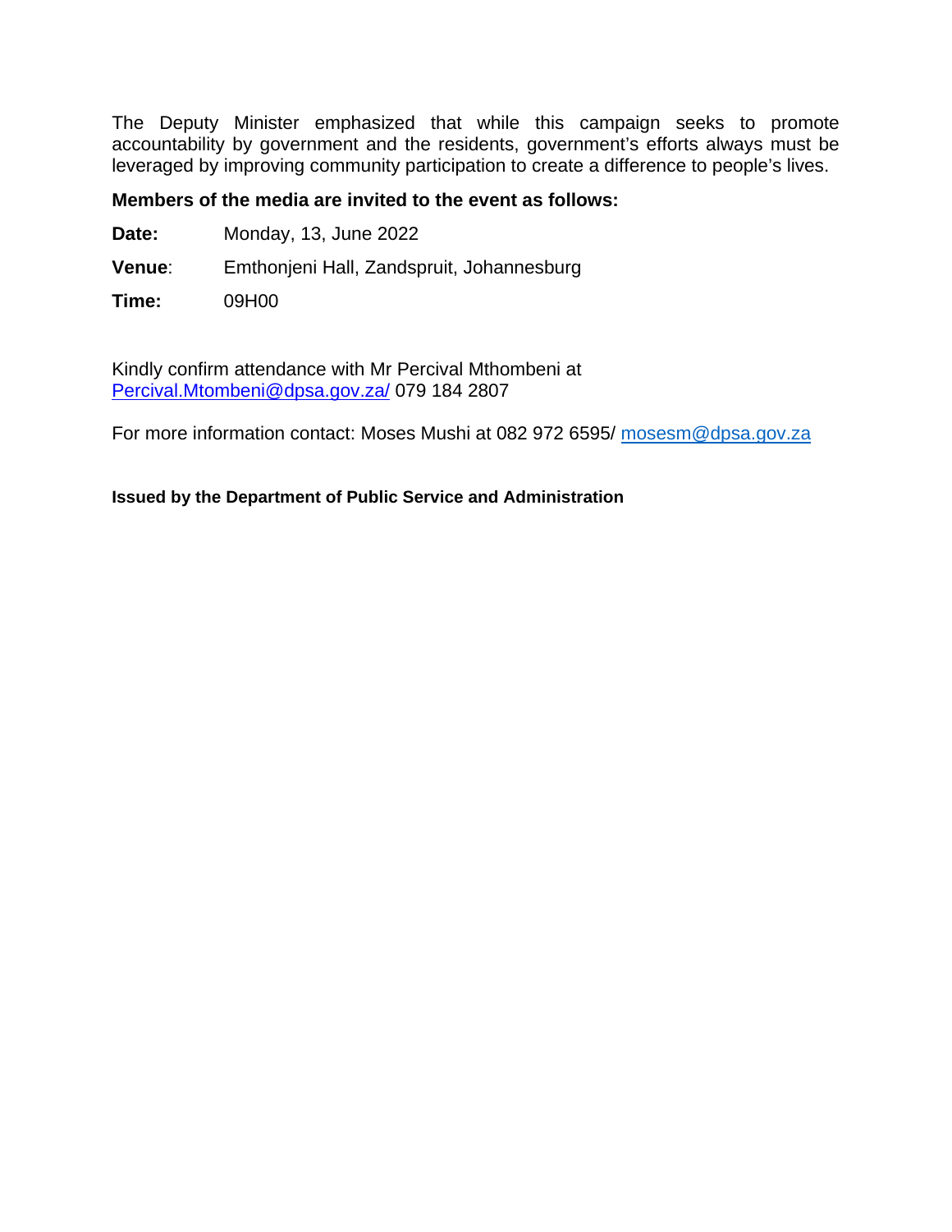The Deputy Minister emphasized that while this campaign seeks to promote accountability by government and the residents, government's efforts always must be leveraged by improving community participation to create a difference to people's lives.

**Members of the media are invited to the event as follows:**

**Date:** Monday, 13, June 2022

**Venue**: Emthonjeni Hall, Zandspruit, Johannesburg

**Time:** 09H00

Kindly confirm attendance with Mr Percival Mthombeni at Percival.Mtombeni@dpsa.gov.za/ 079 184 2807

For more information contact: Moses Mushi at 082 972 6595/ mosesm@dpsa.gov.za

**Issued by the Department of Public Service and Administration**